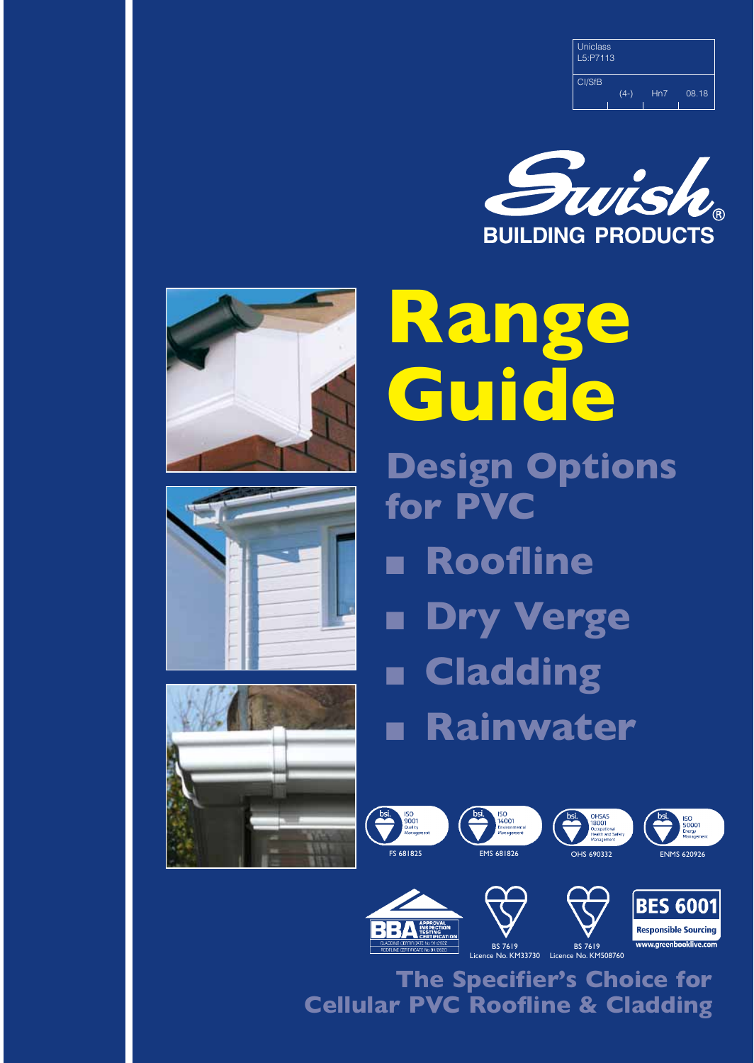| Uniclass L5:P7113 | | | |
| --- | --- | --- | --- |
| CI/SfB | (4-) | Hn7 | 08.18 |

Swish®
BUILDING PRODUCTS

# Range Guide

## Design Options for PVC

- Roofline
- Dry Verge
- Cladding
- Rainwater

bsi. ISO 9001 Quality Management FS 681825

bsi. ISO 14001 Environmental Management EMS 681826

bsi. OHSAS 18001 Occupational Health and Safety Management OHS 690332

bsi. ISO 50001 Energy Management ENMS 620926

BBA APPROVAL INSPECTION TESTING CERTIFICATION
CLADDING CERTIFICATE No 91/2658
ROOFLINE CERTIFICATE No 81/2620

BS 7619 Licence No. KM33730

BS 7619 Licence No. KM508760

BES 6001 Responsible Sourcing
www.greenbooklive.com

**The Specifier's Choice for Cellular PVC Roofline & Cladding**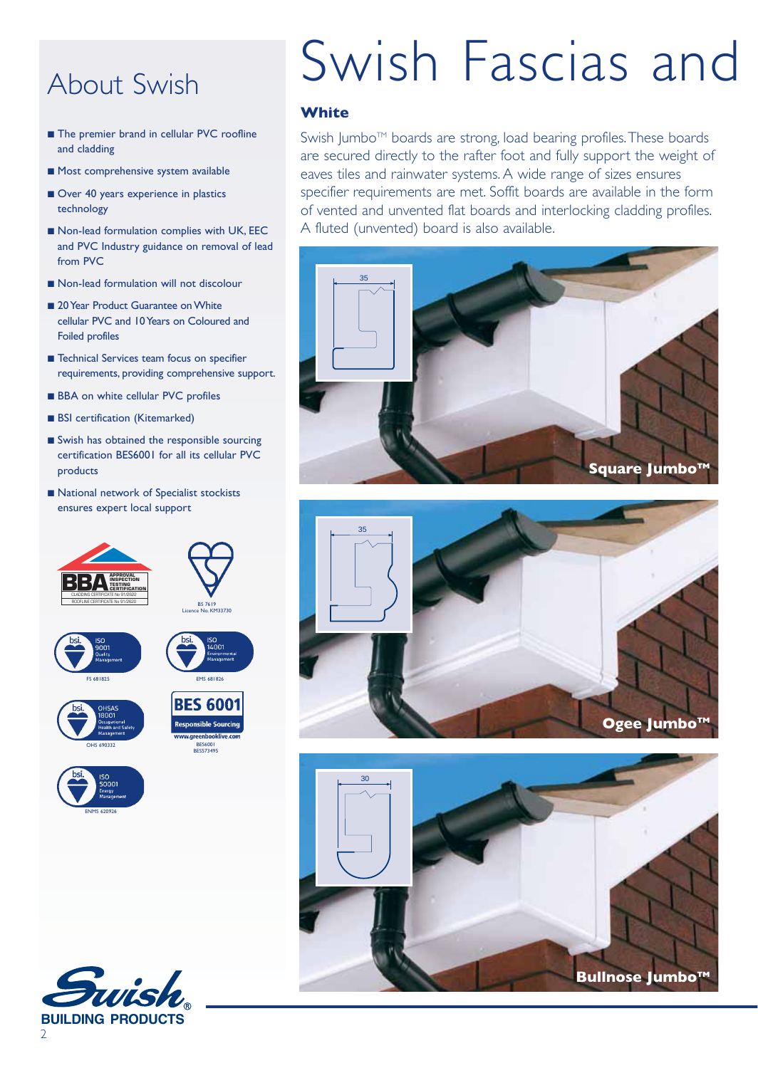## About Swish

- The premier brand in cellular PVC roofline and cladding
- Most comprehensive system available
- Over 40 years experience in plastics technology
- Non-lead formulation complies with UK, EEC and PVC Industry guidance on removal of lead from PVC
- Non-lead formulation will not discolour
- 20 Year Product Guarantee on White cellular PVC and 10 Years on Coloured and Foiled profiles
- Technical Services team focus on specifier requirements, providing comprehensive support.
- BBA on white cellular PVC profiles
- BSI certification (Kitemarked)
- Swish has obtained the responsible sourcing certification BES6001 for all its cellular PVC products
- National network of Specialist stockists ensures expert local support

BBA APPROVAL INSPECTION TESTING CERTIFICATION
CLADDING CERTIFICATE No 91/2622
ROOFLINE CERTIFICATE No 91/2620

BS 7619
Licence No. KM33730

bsi. ISO 9001 Quality Management
FS 681825

bsi. ISO 14001 Environmental Management
EMS 681826

bsi. OHSAS 18001 Occupational Health and Safety Management
OHS 690332

BES 6001 Responsible Sourcing
www.greenbooklive.com
BES6001
BES573495

bsi. ISO 50001 Energy Management
ENMS 620926

Swish BUILDING PRODUCTS

# Swish Fascias and

### White

Swish Jumbo™ boards are strong, load bearing profiles. These boards are secured directly to the rafter foot and fully support the weight of eaves tiles and rainwater systems. A wide range of sizes ensures specifier requirements are met. Soffit boards are available in the form of vented and unvented flat boards and interlocking cladding profiles. A fluted (unvented) board is also available.

35

**Square Jumbo™**

35

**Ogee Jumbo™**

30

**Bullnose Jumbo™**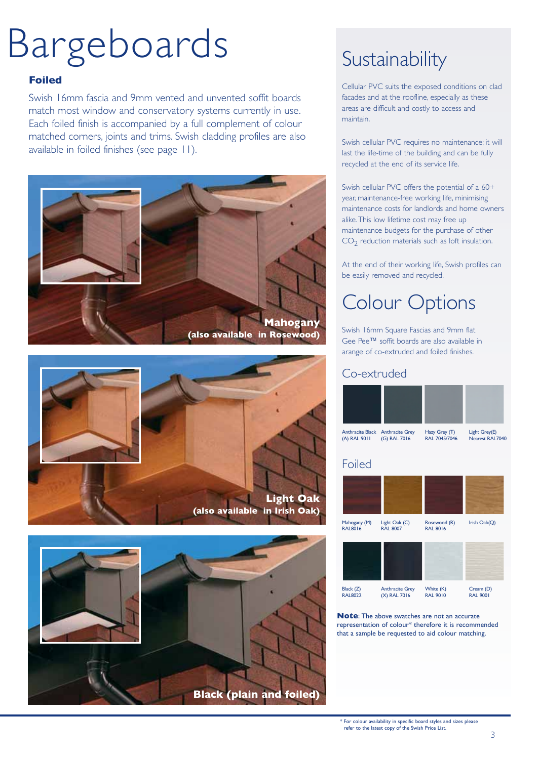# Bargeboards

**Foiled**

Swish 16mm fascia and 9mm vented and unvented soffit boards match most window and conservatory systems currently in use. Each foiled finish is accompanied by a full complement of colour matched corners, joints and trims. Swish cladding profiles are also available in foiled finishes (see page 11).

**Mahogany (also available in Rosewood)**

**Light Oak (also available in Irish Oak)**

**Black (plain and foiled)**

# Sustainability

Cellular PVC suits the exposed conditions on clad facades and at the roofline, especially as these areas are difficult and costly to access and maintain.

Swish cellular PVC requires no maintenance; it will last the life-time of the building and can be fully recycled at the end of its service life.

Swish cellular PVC offers the potential of a 60+ year, maintenance-free working life, minimising maintenance costs for landlords and home owners alike. This low lifetime cost may free up maintenance budgets for the purchase of other $CO_2$ reduction materials such as loft insulation.

At the end of their working life, Swish profiles can be easily removed and recycled.

# Colour Options

Swish 16mm Square Fascias and 9mm flat Gee Pee™ soffit boards are also available in arange of co-extruded and foiled finishes.

## Co-extruded

| Anthracite Black (A) RAL 9011 | Anthracite Grey (G) RAL 7016 | Hazy Grey (T) RAL 7045/7046 | Light Grey(E) Nearest RAL7040 |
|---|---|---|---|

## Foiled

| Mahogany (M) RAL8016 | Light Oak (C) RAL 8007 | Rosewood (R) RAL 8016 | Irish Oak(Q) |
|---|---|---|---|
| Black (Z) RAL8022 | Anthracite Grey (X) RAL 7016 | White (K) RAL 9010 | Cream (D) RAL 9001 |

**Note**: The above swatches are not an accurate representation of colour* therefore it is recommended that a sample be requested to aid colour matching.

* For colour availability in specific board styles and sizes please refer to the latest copy of the Swish Price List.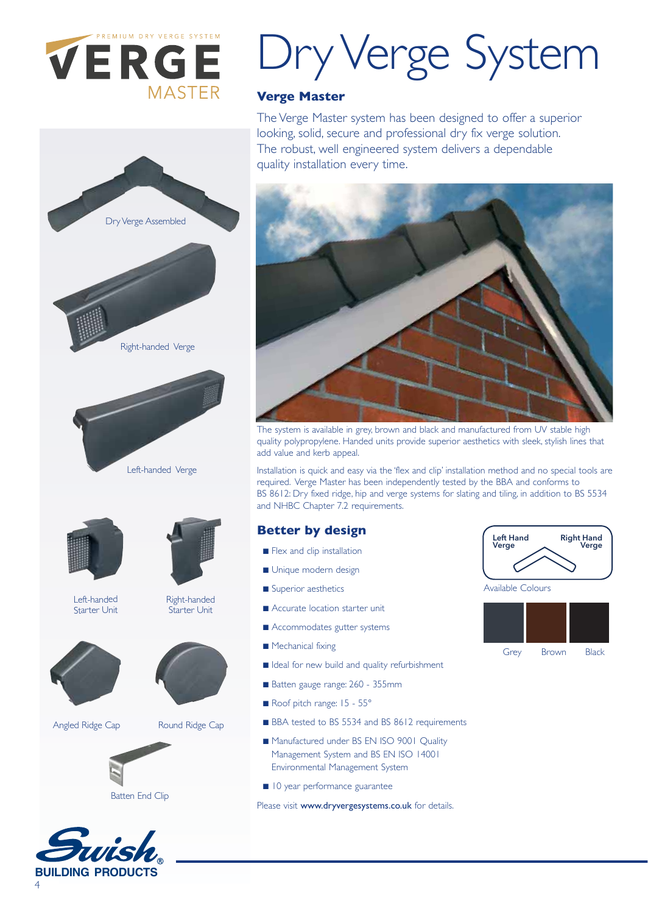PREMIUM DRY VERGE SYSTEM

VERGE MASTER

# Dry Verge System

## Verge Master

The Verge Master system has been designed to offer a superior looking, solid, secure and professional dry fix verge solution. The robust, well engineered system delivers a dependable quality installation every time.

Dry Verge Assembled

Right-handed Verge

Left-handed Verge

Left-handed Starter Unit

Right-handed Starter Unit

Angled Ridge Cap

Round Ridge Cap

Batten End Clip

The system is available in grey, brown and black and manufactured from UV stable high quality polypropylene. Handed units provide superior aesthetics with sleek, stylish lines that add value and kerb appeal.

Installation is quick and easy via the 'flex and clip' installation method and no special tools are required. Verge Master has been independently tested by the BBA and conforms to BS 8612: Dry fixed ridge, hip and verge systems for slating and tiling, in addition to BS 5534 and NHBC Chapter 7.2 requirements.

## Better by design

- Flex and clip installation
- Unique modern design
- Superior aesthetics
- Accurate location starter unit
- Accommodates gutter systems
- Mechanical fixing
- Ideal for new build and quality refurbishment
- Batten gauge range: 260 - 355mm
- Roof pitch range: 15 - 55°
- BBA tested to BS 5534 and BS 8612 requirements
- Manufactured under BS EN ISO 9001 Quality Management System and BS EN ISO 14001 Environmental Management System
- 10 year performance guarantee

Please visit **www.dryvergesystems.co.uk** for details.

Left Hand Verge

Right Hand Verge

Available Colours

Grey Brown Black

Swish BUILDING PRODUCTS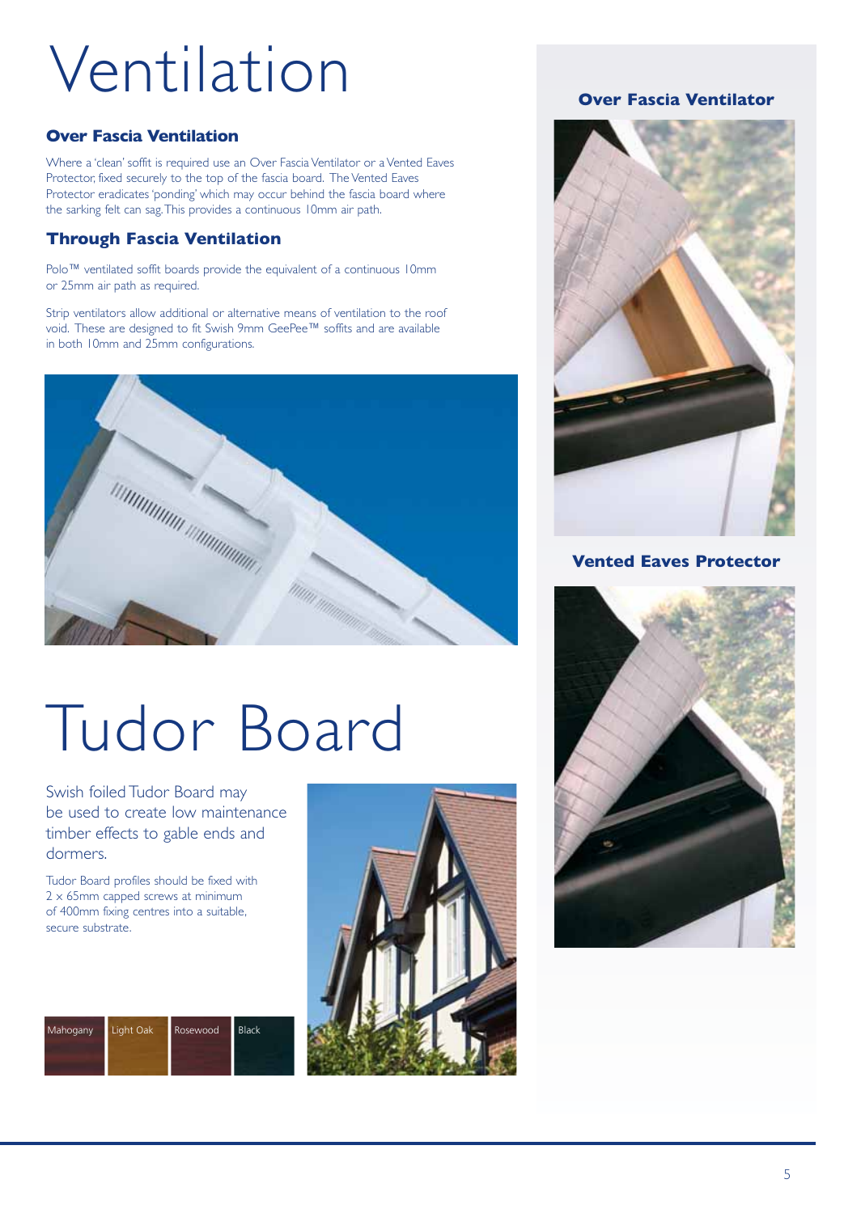# Ventilation

### Over Fascia Ventilation

Where a 'clean' soffit is required use an Over Fascia Ventilator or a Vented Eaves Protector, fixed securely to the top of the fascia board. The Vented Eaves Protector eradicates 'ponding' which may occur behind the fascia board where the sarking felt can sag. This provides a continuous 10mm air path.

### Through Fascia Ventilation

Polo™ ventilated soffit boards provide the equivalent of a continuous 10mm or 25mm air path as required.

Strip ventilators allow additional or alternative means of ventilation to the roof void. These are designed to fit Swish 9mm GeePee™ soffits and are available in both 10mm and 25mm configurations.

# Tudor Board

Swish foiled Tudor Board may be used to create low maintenance timber effects to gable ends and dormers.

Tudor Board profiles should be fixed with 2 x 65mm capped screws at minimum of 400mm fixing centres into a suitable, secure substrate.

Mahogany | Light Oak | Rosewood | Black

**Over Fascia Ventilator**

**Vented Eaves Protector**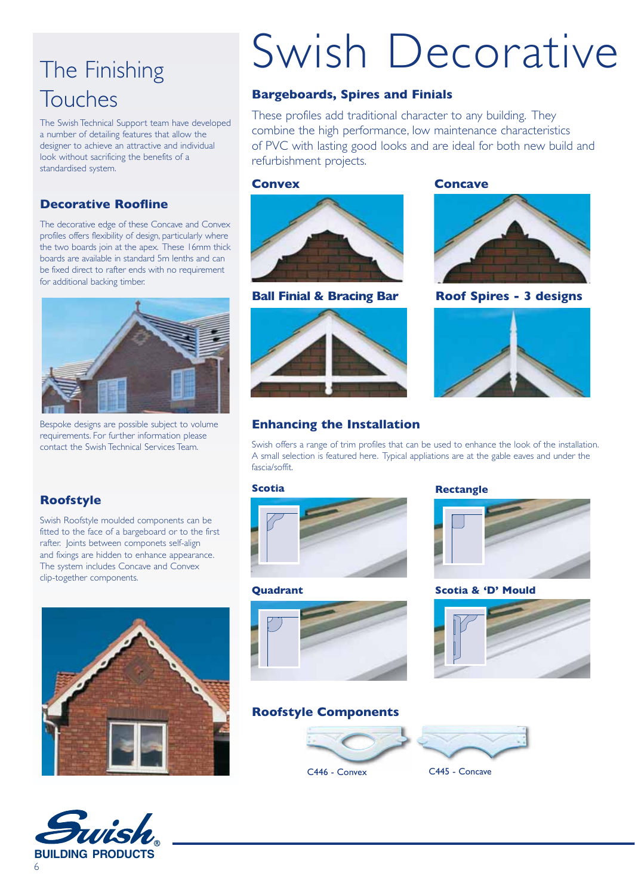# Swish Decorative

## The Finishing Touches

The Swish Technical Support team have developed a number of detailing features that allow the designer to achieve an attractive and individual look without sacrificing the benefits of a standardised system.

### Decorative Roofline

The decorative edge of these Concave and Convex profiles offers flexibility of design, particularly where the two boards join at the apex. These 16mm thick boards are available in standard 5m lenths and can be fixed direct to rafter ends with no requirement for additional backing timber.

Bespoke designs are possible subject to volume requirements. For further information please contact the Swish Technical Services Team.

### Roofstyle

Swish Roofstyle moulded components can be fitted to the face of a bargeboard or to the first rafter. Joints between components self-align and fixings are hidden to enhance appearance. The system includes Concave and Convex clip-together components.

### Bargeboards, Spires and Finials

These profiles add traditional character to any building. They combine the high performance, low maintenance characteristics of PVC with lasting good looks and are ideal for both new build and refurbishment projects.

**Convex**

**Concave**

**Ball Finial & Bracing Bar**

**Roof Spires - 3 designs**

### Enhancing the Installation

Swish offers a range of trim profiles that can be used to enhance the look of the installation. A small selection is featured here. Typical appliations are at the gable eaves and under the fascia/soffit.

**Scotia**

**Rectangle**

**Quadrant**

**Scotia & 'D' Mould**

### Roofstyle Components

C446 - Convex

C445 - Concave

Swish BUILDING PRODUCTS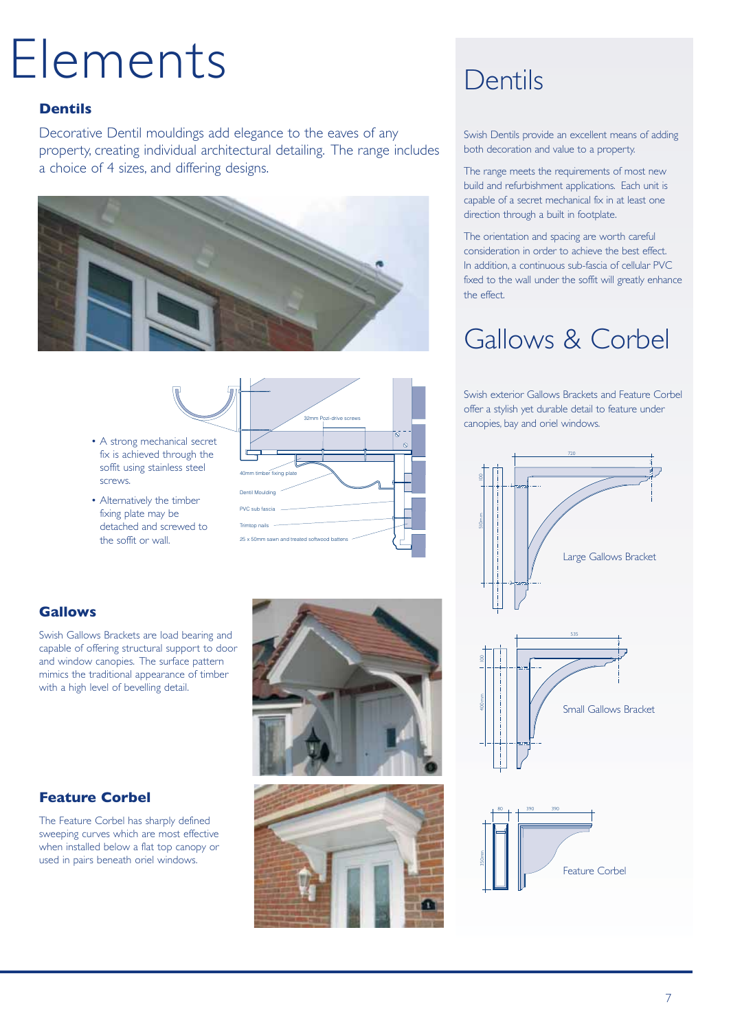# Elements

### Dentils

Decorative Dentil mouldings add elegance to the eaves of any property, creating individual architectural detailing. The range includes a choice of 4 sizes, and differing designs.

- A strong mechanical secret fix is achieved through the soffit using stainless steel screws.
- Alternatively the timber fixing plate may be detached and screwed to the soffit or wall.

32mm Pozi-drive screws

40mm timber fixing plate

Dentil Moulding

PVC sub fascia

Trimtop nails

25 x 50mm sawn and treated softwood battens

### Gallows

Swish Gallows Brackets are load bearing and capable of offering structural support to door and window canopies. The surface pattern mimics the traditional appearance of timber with a high level of bevelling detail.

### Feature Corbel

The Feature Corbel has sharply defined sweeping curves which are most effective when installed below a flat top canopy or used in pairs beneath oriel windows.

## Dentils

Swish Dentils provide an excellent means of adding both decoration and value to a property.

The range meets the requirements of most new build and refurbishment applications. Each unit is capable of a secret mechanical fix in at least one direction through a built in footplate.

The orientation and spacing are worth careful consideration in order to achieve the best effect. In addition, a continuous sub-fascia of cellular PVC fixed to the wall under the soffit will greatly enhance the effect.

## Gallows & Corbel

Swish exterior Gallows Brackets and Feature Corbel offer a stylish yet durable detail to feature under canopies, bay and oriel windows.

720

100

510mm

Large Gallows Bracket

535

100

400mm

Small Gallows Bracket

80 390 390

350mm

Feature Corbel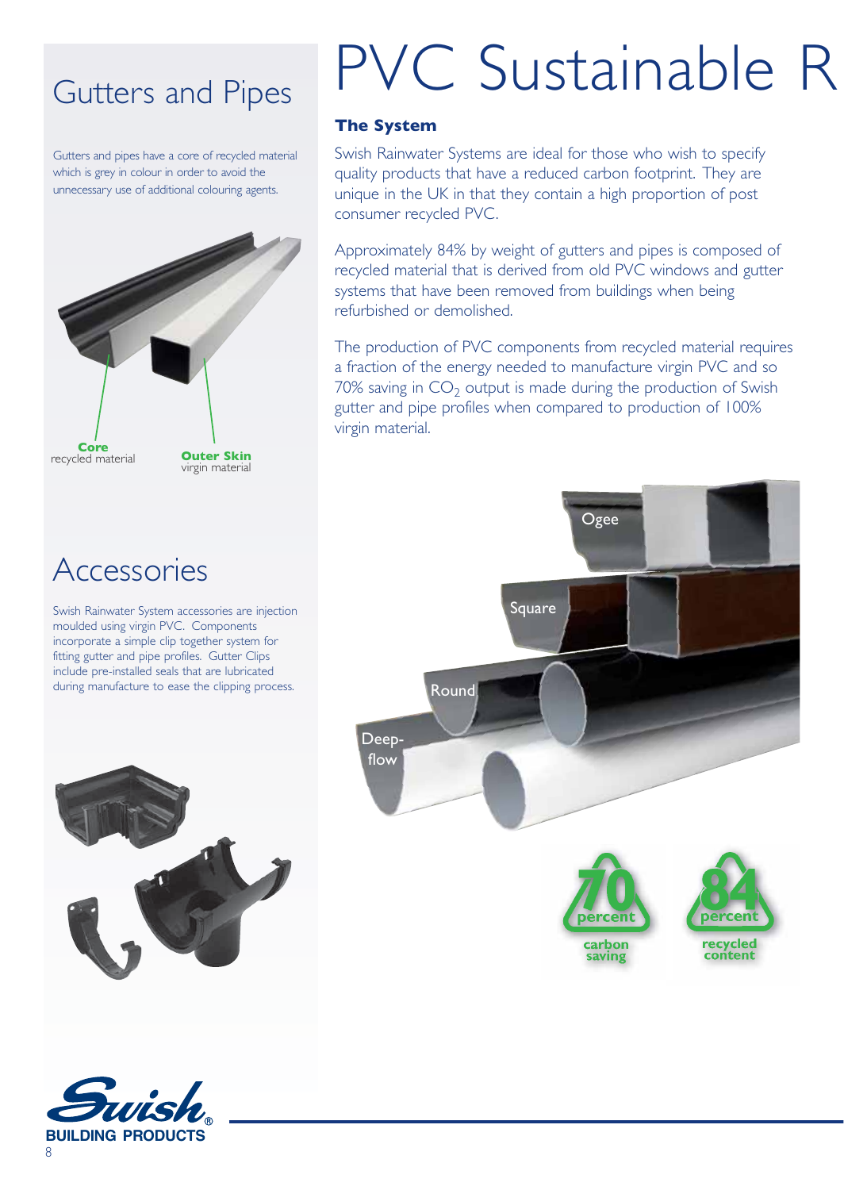# PVC Sustainable R

## Gutters and Pipes

Gutters and pipes have a core of recycled material which is grey in colour in order to avoid the unnecessary use of additional colouring agents.

**Core**
recycled material

**Outer Skin**
virgin material

## Accessories

Swish Rainwater System accessories are injection moulded using virgin PVC. Components incorporate a simple clip together system for fitting gutter and pipe profiles. Gutter Clips include pre-installed seals that are lubricated during manufacture to ease the clipping process.

### The System

Swish Rainwater Systems are ideal for those who wish to specify quality products that have a reduced carbon footprint. They are unique in the UK in that they contain a high proportion of post consumer recycled PVC.

Approximately 84% by weight of gutters and pipes is composed of recycled material that is derived from old PVC windows and gutter systems that have been removed from buildings when being refurbished or demolished.

The production of PVC components from recycled material requires a fraction of the energy needed to manufacture virgin PVC and so 70% saving in $CO_2$ output is made during the production of Swish gutter and pipe profiles when compared to production of 100% virgin material.

Ogee

Square

Round

Deep-flow

70 percent carbon saving

84 percent recycled content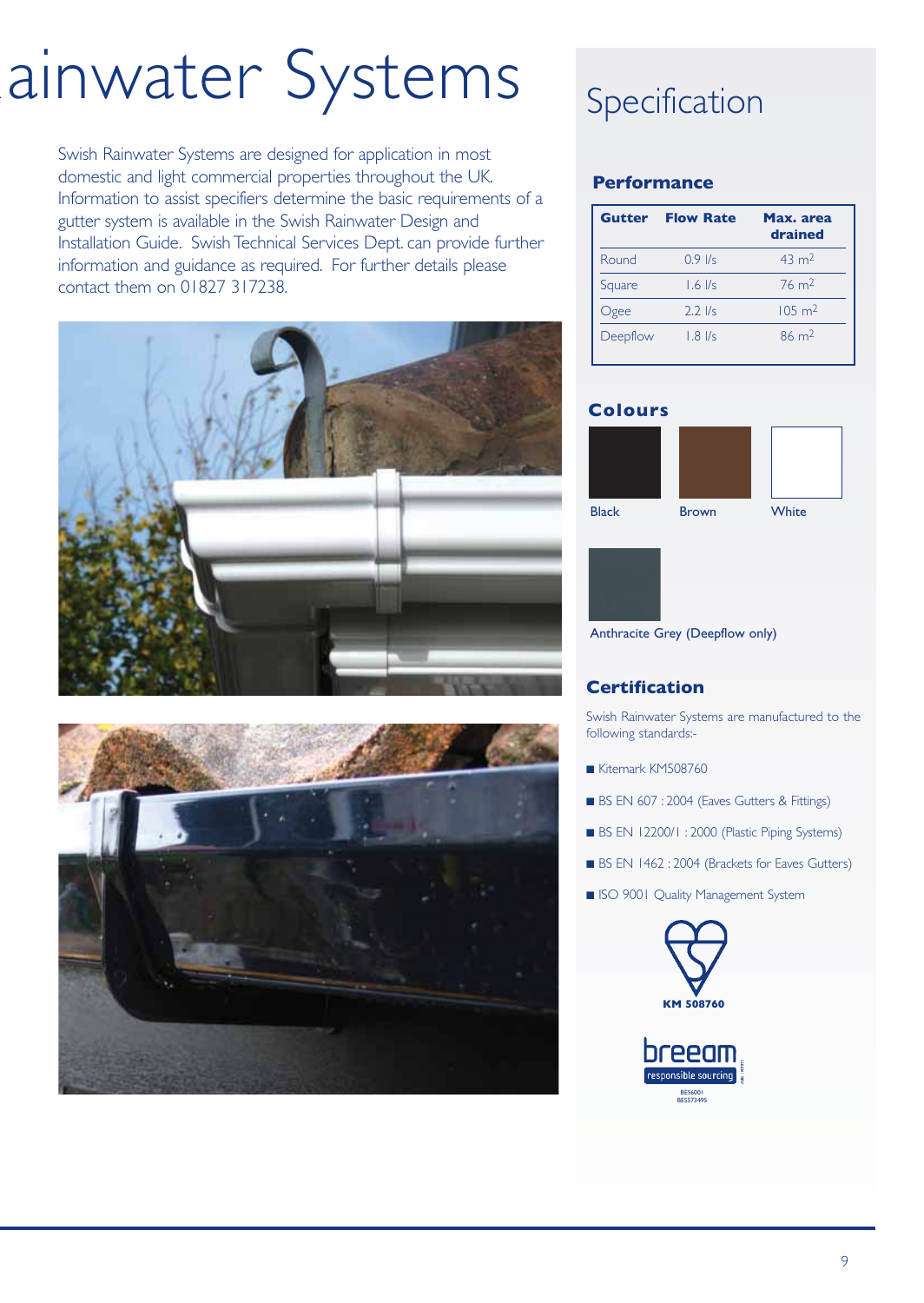# ainwater Systems

Swish Rainwater Systems are designed for application in most domestic and light commercial properties throughout the UK. Information to assist specifiers determine the basic requirements of a gutter system is available in the Swish Rainwater Design and Installation Guide. Swish Technical Services Dept. can provide further information and guidance as required. For further details please contact them on 01827 317238.

# Specification

## Performance

| Gutter | Flow Rate | Max. area drained |
|---|---|---|
| Round | 0.9 l/s | 43 $m^2$ |
| Square | 1.6 l/s | 76 $m^2$ |
| Ogee | 2.2 l/s | 105 $m^2$ |
| Deepflow | 1.8 l/s | 86 $m^2$ |

## Colours

Black

Brown

White

Anthracite Grey (Deepflow only)

## Certification

Swish Rainwater Systems are manufactured to the following standards:-

- Kitemark KM508760
- BS EN 607 : 2004 (Eaves Gutters & Fittings)
- BS EN 12200/1 : 2000 (Plastic Piping Systems)
- BS EN 1462 : 2004 (Brackets for Eaves Gutters)
- ISO 9001 Quality Management System

KM 508760

breeam responsible sourcing

BES6001
BES573495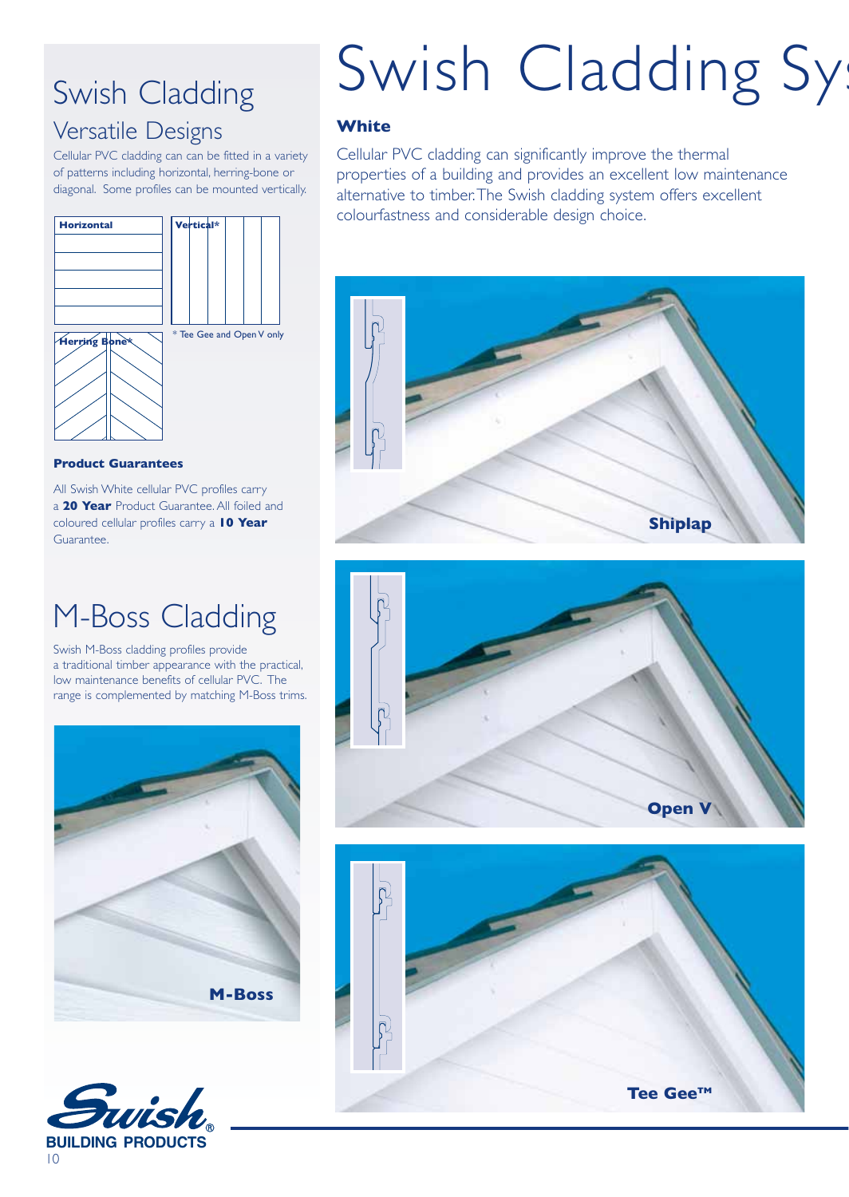# Swish Cladding Sy

## Swish Cladding

### Versatile Designs

Cellular PVC cladding can can be fitted in a variety of patterns including horizontal, herring-bone or diagonal. Some profiles can be mounted vertically.

Horizontal

Vertical*

Herring Bone*

* Tee Gee and Open V only

**Product Guarantees**

All Swish White cellular PVC profiles carry a **20 Year** Product Guarantee. All foiled and coloured cellular profiles carry a **10 Year** Guarantee.

## M-Boss Cladding

Swish M-Boss cladding profiles provide a traditional timber appearance with the practical, low maintenance benefits of cellular PVC. The range is complemented by matching M-Boss trims.

**M-Boss**

**White**

Cellular PVC cladding can significantly improve the thermal properties of a building and provides an excellent low maintenance alternative to timber. The Swish cladding system offers excellent colourfastness and considerable design choice.

**Shiplap**

**Open V**

**Tee Gee™**

Swish BUILDING PRODUCTS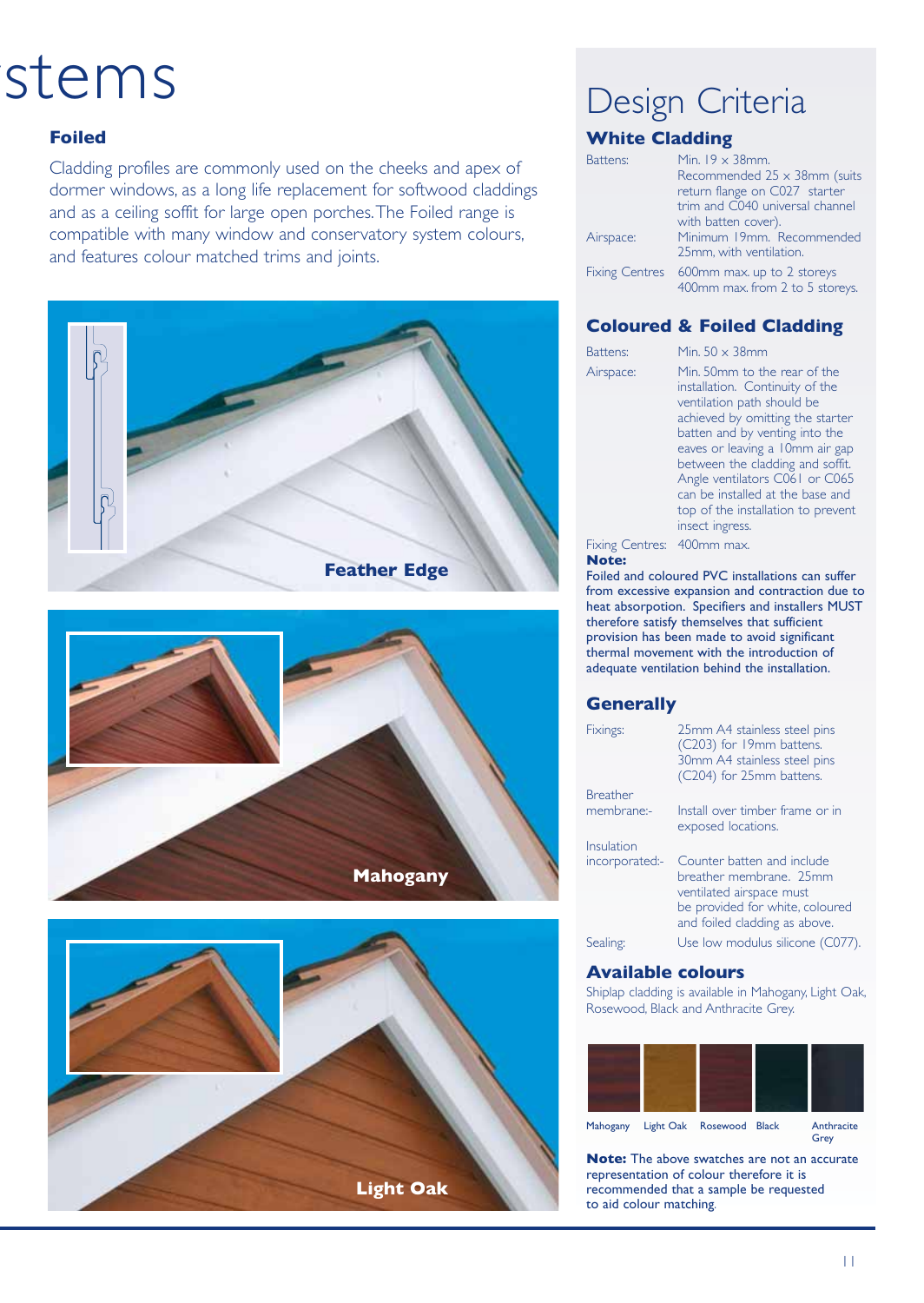# stems

### Foiled

Cladding profiles are commonly used on the cheeks and apex of dormer windows, as a long life replacement for softwood claddings and as a ceiling soffit for large open porches. The Foiled range is compatible with many window and conservatory system colours, and features colour matched trims and joints.

Feather Edge

Mahogany

Light Oak

# Design Criteria

### White Cladding

| | |
|---|---|
| Battens: | Min. 19 x 38mm. Recommended 25 x 38mm (suits return flange on C027 starter trim and C040 universal channel with batten cover). |
| Airspace: | Minimum 19mm. Recommended 25mm, with ventilation. |
| Fixing Centres | 600mm max. up to 2 storeys 400mm max. from 2 to 5 storeys. |

### Coloured & Foiled Cladding

| | |
|---|---|
| Battens: | Min. 50 x 38mm |
| Airspace: | Min. 50mm to the rear of the installation. Continuity of the ventilation path should be achieved by omitting the starter batten and by venting into the eaves or leaving a 10mm air gap between the cladding and soffit. Angle ventilators C061 or C065 can be installed at the base and top of the installation to prevent insect ingress. |
| Fixing Centres: | 400mm max. |

**Note:**

Foiled and coloured PVC installations can suffer from excessive expansion and contraction due to heat absorption. Specifiers and installers MUST therefore satisfy themselves that sufficient provision has been made to avoid significant thermal movement with the introduction of adequate ventilation behind the installation.

### Generally

| | |
|---|---|
| Fixings: | 25mm A4 stainless steel pins (C203) for 19mm battens. 30mm A4 stainless steel pins (C204) for 25mm battens. |
| Breather membrane:- | Install over timber frame or in exposed locations. |
| Insulation incorporated:- | Counter batten and include breather membrane. 25mm ventilated airspace must be provided for white, coloured and foiled cladding as above. |
| Sealing: | Use low modulus silicone (C077). |

### Available colours

Shiplap cladding is available in Mahogany, Light Oak, Rosewood, Black and Anthracite Grey.

Mahogany Light Oak Rosewood Black Anthracite Grey

**Note:** The above swatches are not an accurate representation of colour therefore it is recommended that a sample be requested to aid colour matching.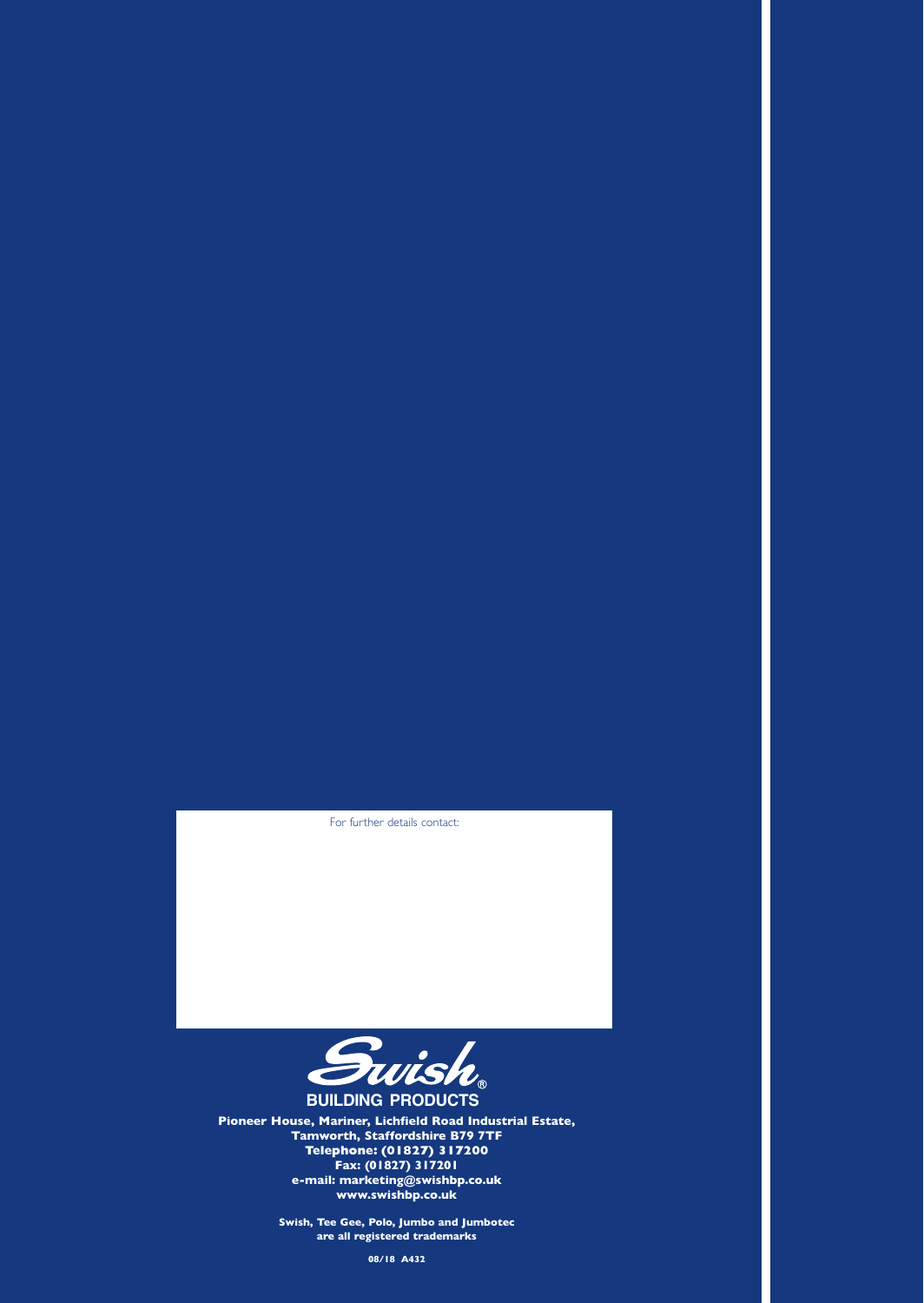For further details contact:

Swish®

BUILDING PRODUCTS

**Pioneer House, Mariner, Lichfield Road Industrial Estate,**
**Tamworth, Staffordshire B79 7TF**
**Telephone: (01827) 317200**
**Fax: (01827) 317201**
**e-mail: marketing@swishbp.co.uk**
**www.swishbp.co.uk**

**Swish, Tee Gee, Polo, Jumbo and Jumbotec**
**are all registered trademarks**

**08/18 A432**